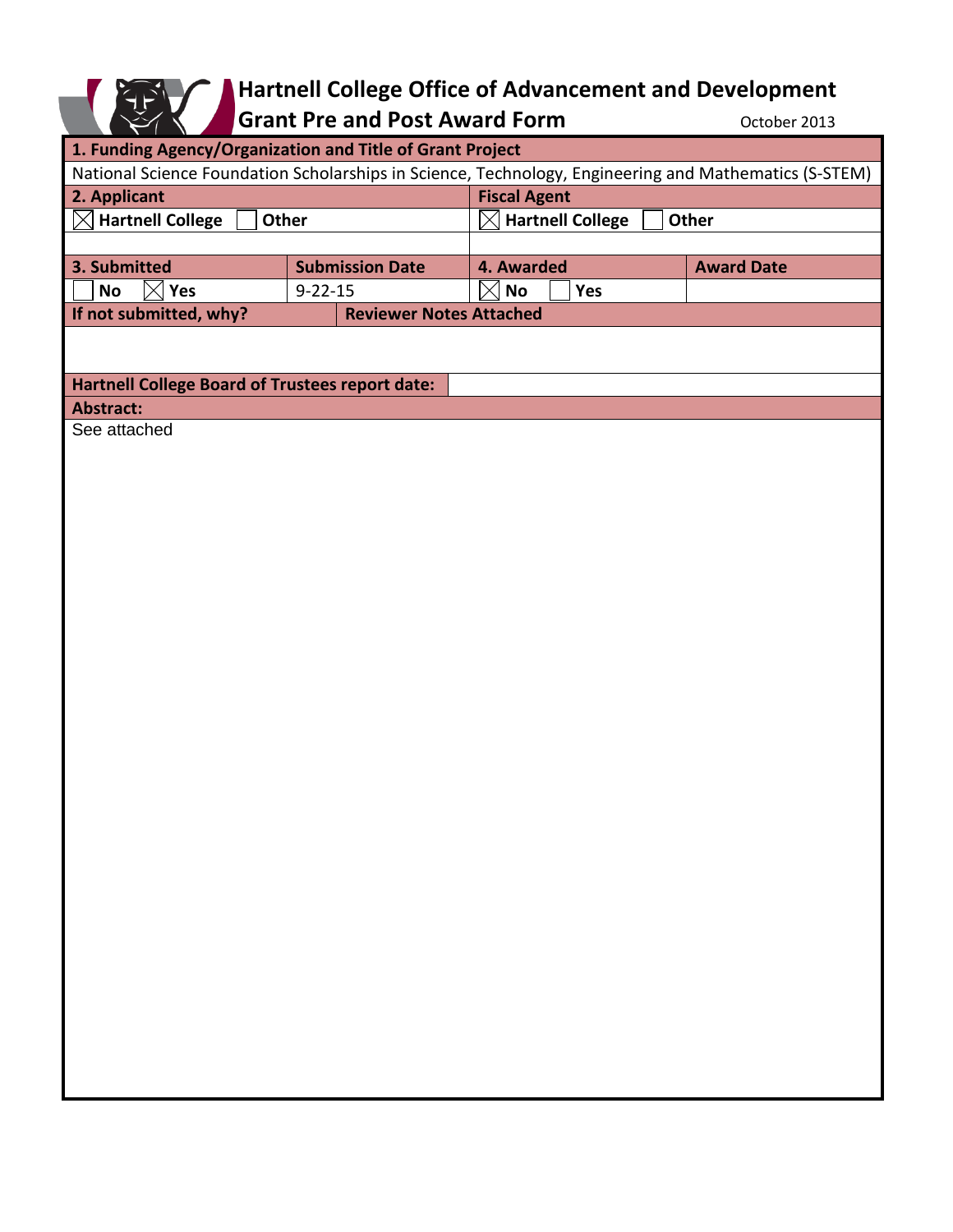# Hartnell College Office of Advancement and Development

## Grant Pre and Post Award Form

October 2013

| **1. Funding Agency/Organization and Title of Grant Project** | | | |
|---|---|---|---|
| National Science Foundation Scholarships in Science, Technology, Engineering and Mathematics (S-STEM) | | | |
| **2. Applicant** | | **Fiscal Agent** | |
| ☒ **Hartnell College** ☐ **Other** | | ☒ **Hartnell College** ☐ **Other** | |
| | | | |
| **3. Submitted** | **Submission Date** | **4. Awarded** | **Award Date** |
| ☐ **No** ☒ **Yes** | 9-22-15 | ☒ **No** ☐ **Yes** | |

| **If not submitted, why?** | **Reviewer Notes Attached** |
|---|---|
| | |

| **Hartnell College Board of Trustees report date:** | |
|---|---|

**Abstract:**

See attached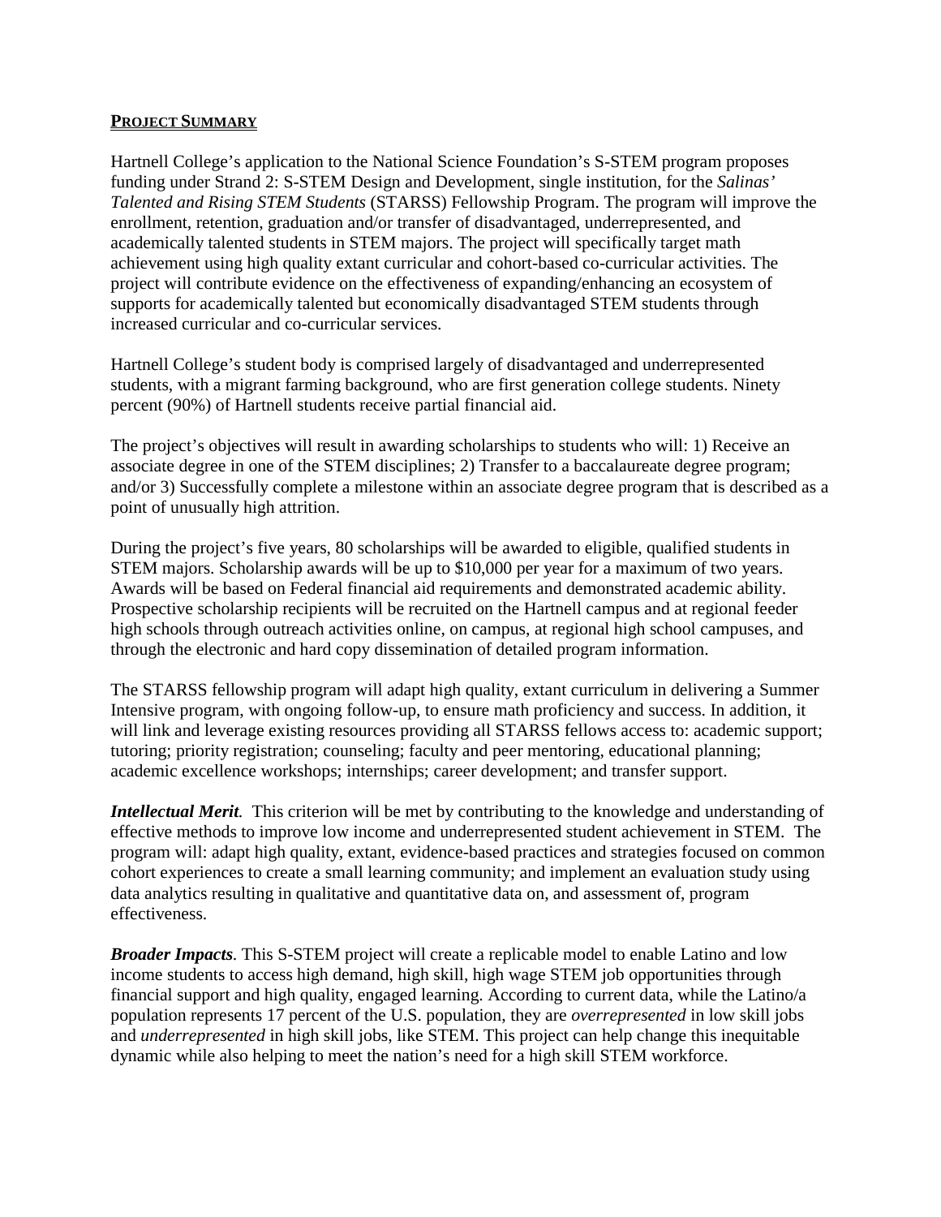## PROJECT SUMMARY

Hartnell College's application to the National Science Foundation's S-STEM program proposes funding under Strand 2: S-STEM Design and Development, single institution, for the *Salinas' Talented and Rising STEM Students* (STARSS) Fellowship Program. The program will improve the enrollment, retention, graduation and/or transfer of disadvantaged, underrepresented, and academically talented students in STEM majors. The project will specifically target math achievement using high quality extant curricular and cohort-based co-curricular activities. The project will contribute evidence on the effectiveness of expanding/enhancing an ecosystem of supports for academically talented but economically disadvantaged STEM students through increased curricular and co-curricular services.

Hartnell College's student body is comprised largely of disadvantaged and underrepresented students, with a migrant farming background, who are first generation college students. Ninety percent (90%) of Hartnell students receive partial financial aid.

The project's objectives will result in awarding scholarships to students who will: 1) Receive an associate degree in one of the STEM disciplines; 2) Transfer to a baccalaureate degree program; and/or 3) Successfully complete a milestone within an associate degree program that is described as a point of unusually high attrition.

During the project's five years, 80 scholarships will be awarded to eligible, qualified students in STEM majors. Scholarship awards will be up to $10,000 per year for a maximum of two years. Awards will be based on Federal financial aid requirements and demonstrated academic ability. Prospective scholarship recipients will be recruited on the Hartnell campus and at regional feeder high schools through outreach activities online, on campus, at regional high school campuses, and through the electronic and hard copy dissemination of detailed program information.

The STARSS fellowship program will adapt high quality, extant curriculum in delivering a Summer Intensive program, with ongoing follow-up, to ensure math proficiency and success. In addition, it will link and leverage existing resources providing all STARSS fellows access to: academic support; tutoring; priority registration; counseling; faculty and peer mentoring, educational planning; academic excellence workshops; internships; career development; and transfer support.

***Intellectual Merit.*** This criterion will be met by contributing to the knowledge and understanding of effective methods to improve low income and underrepresented student achievement in STEM. The program will: adapt high quality, extant, evidence-based practices and strategies focused on common cohort experiences to create a small learning community; and implement an evaluation study using data analytics resulting in qualitative and quantitative data on, and assessment of, program effectiveness.

***Broader Impacts.*** This S-STEM project will create a replicable model to enable Latino and low income students to access high demand, high skill, high wage STEM job opportunities through financial support and high quality, engaged learning. According to current data, while the Latino/a population represents 17 percent of the U.S. population, they are *overrepresented* in low skill jobs and *underrepresented* in high skill jobs, like STEM. This project can help change this inequitable dynamic while also helping to meet the nation's need for a high skill STEM workforce.